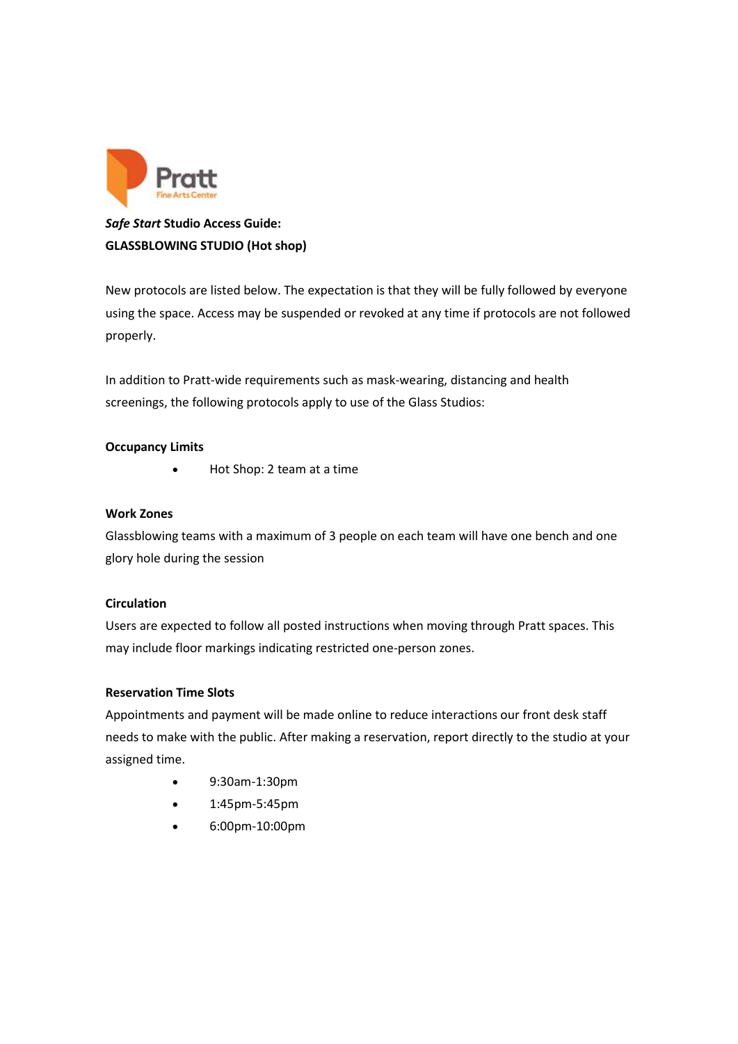Pratt
Fine Arts Center

***Safe Start* Studio Access Guide:**
**GLASSBLOWING STUDIO (Hot shop)**

New protocols are listed below. The expectation is that they will be fully followed by everyone using the space. Access may be suspended or revoked at any time if protocols are not followed properly.

In addition to Pratt-wide requirements such as mask-wearing, distancing and health screenings, the following protocols apply to use of the Glass Studios:

**Occupancy Limits**

- Hot Shop: 2 team at a time

**Work Zones**

Glassblowing teams with a maximum of 3 people on each team will have one bench and one glory hole during the session

**Circulation**

Users are expected to follow all posted instructions when moving through Pratt spaces. This may include floor markings indicating restricted one-person zones.

**Reservation Time Slots**

Appointments and payment will be made online to reduce interactions our front desk staff needs to make with the public. After making a reservation, report directly to the studio at your assigned time.

- 9:30am-1:30pm
- 1:45pm-5:45pm
- 6:00pm-10:00pm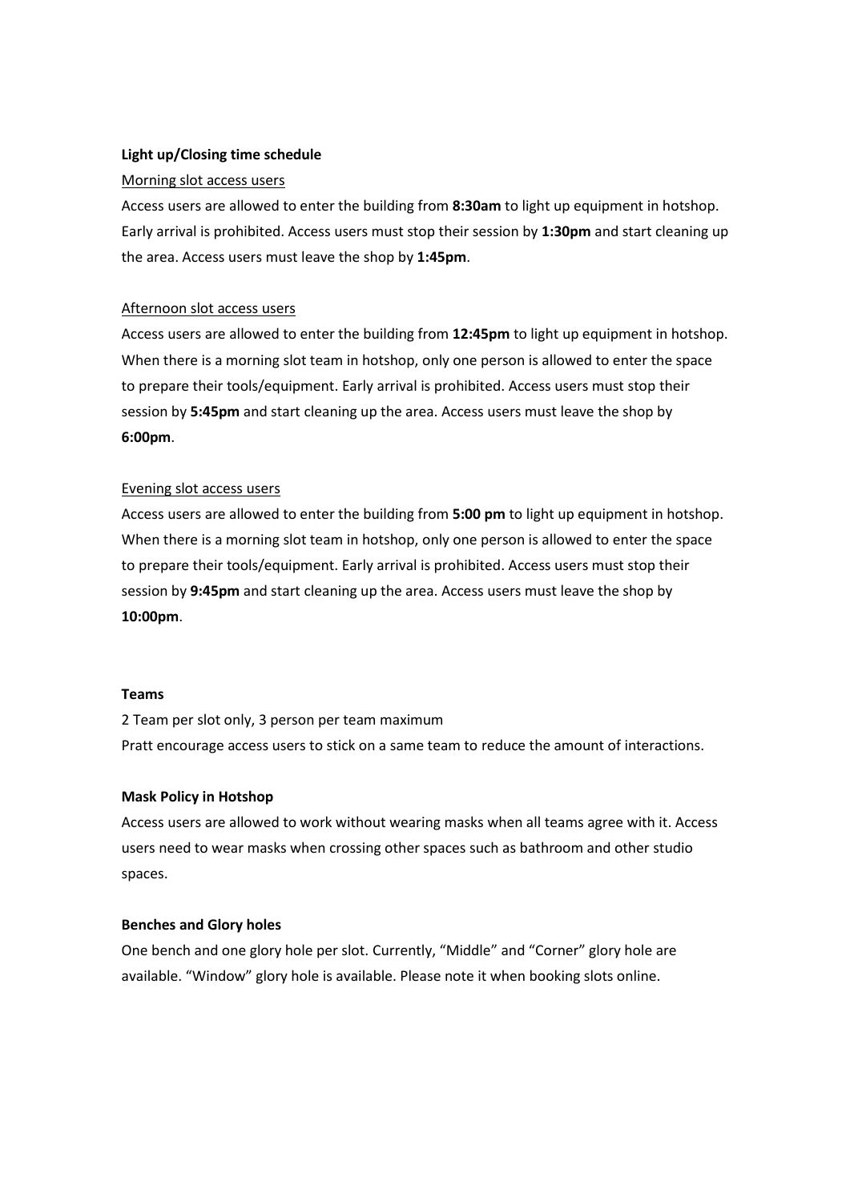**Light up/Closing time schedule**

Morning slot access users

Access users are allowed to enter the building from **8:30am** to light up equipment in hotshop. Early arrival is prohibited. Access users must stop their session by **1:30pm** and start cleaning up the area. Access users must leave the shop by **1:45pm**.

Afternoon slot access users

Access users are allowed to enter the building from **12:45pm** to light up equipment in hotshop. When there is a morning slot team in hotshop, only one person is allowed to enter the space to prepare their tools/equipment. Early arrival is prohibited. Access users must stop their session by **5:45pm** and start cleaning up the area. Access users must leave the shop by **6:00pm**.

Evening slot access users

Access users are allowed to enter the building from **5:00 pm** to light up equipment in hotshop. When there is a morning slot team in hotshop, only one person is allowed to enter the space to prepare their tools/equipment. Early arrival is prohibited. Access users must stop their session by **9:45pm** and start cleaning up the area. Access users must leave the shop by **10:00pm**.

**Teams**

2 Team per slot only, 3 person per team maximum

Pratt encourage access users to stick on a same team to reduce the amount of interactions.

**Mask Policy in Hotshop**

Access users are allowed to work without wearing masks when all teams agree with it. Access users need to wear masks when crossing other spaces such as bathroom and other studio spaces.

**Benches and Glory holes**

One bench and one glory hole per slot. Currently, "Middle" and "Corner" glory hole are available. "Window" glory hole is available. Please note it when booking slots online.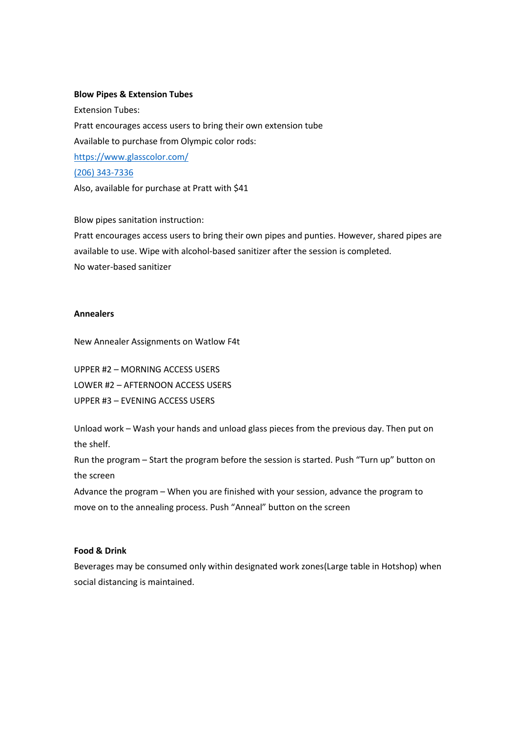**Blow Pipes & Extension Tubes**

Extension Tubes:

Pratt encourages access users to bring their own extension tube

Available to purchase from Olympic color rods:

[https://www.glasscolor.com/](https://www.glasscolor.com/)

[(206) 343-7336](tel:2063437336)

Also, available for purchase at Pratt with $41

Blow pipes sanitation instruction:

Pratt encourages access users to bring their own pipes and punties. However, shared pipes are available to use. Wipe with alcohol-based sanitizer after the session is completed.

No water-based sanitizer

**Annealers**

New Annealer Assignments on Watlow F4t

UPPER #2 – MORNING ACCESS USERS

LOWER #2 – AFTERNOON ACCESS USERS

UPPER #3 – EVENING ACCESS USERS

Unload work – Wash your hands and unload glass pieces from the previous day. Then put on the shelf.

Run the program – Start the program before the session is started. Push "Turn up" button on the screen

Advance the program – When you are finished with your session, advance the program to move on to the annealing process. Push "Anneal" button on the screen

**Food & Drink**

Beverages may be consumed only within designated work zones(Large table in Hotshop) when social distancing is maintained.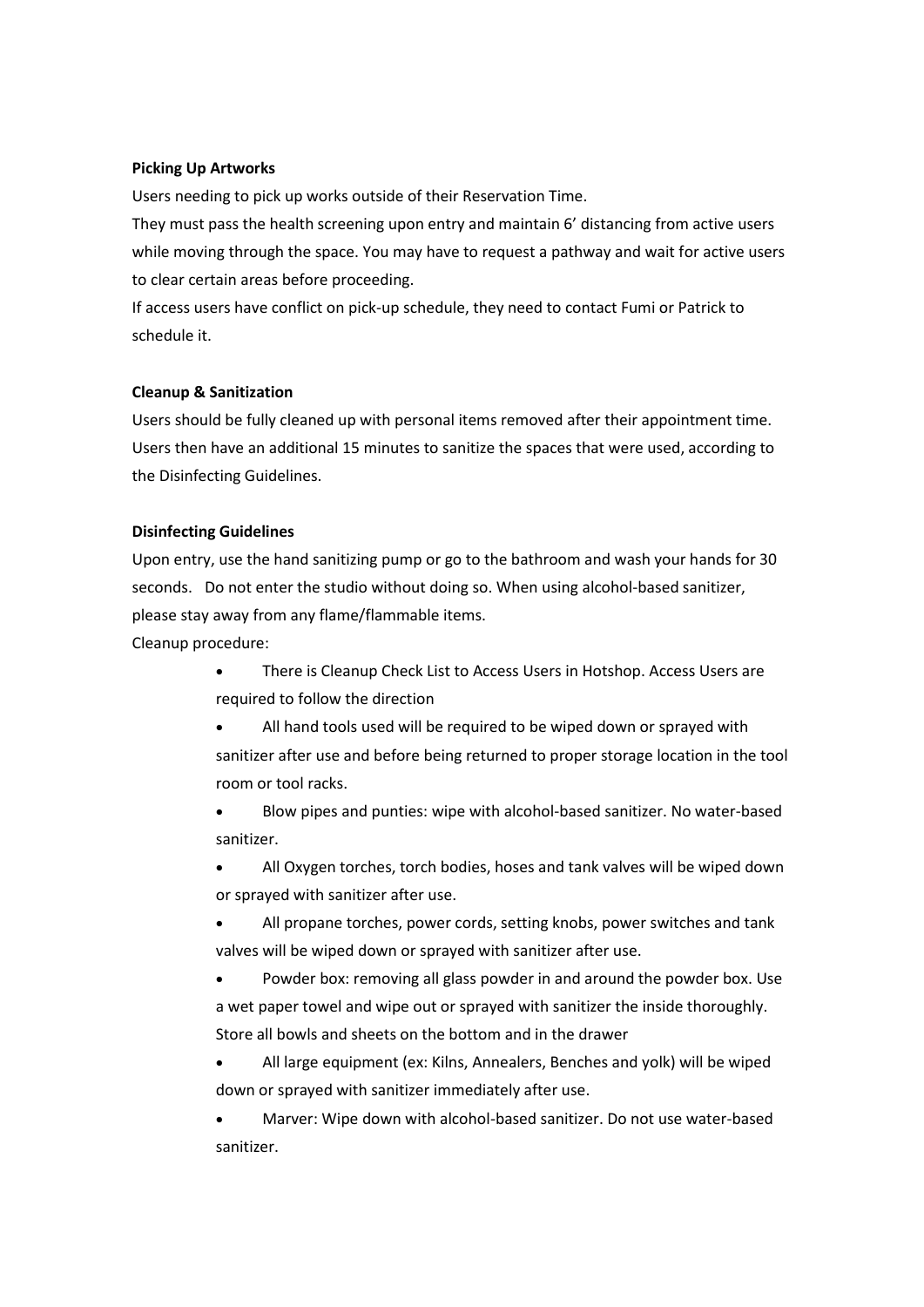**Picking Up Artworks**

Users needing to pick up works outside of their Reservation Time.

They must pass the health screening upon entry and maintain 6' distancing from active users while moving through the space. You may have to request a pathway and wait for active users to clear certain areas before proceeding.

If access users have conflict on pick-up schedule, they need to contact Fumi or Patrick to schedule it.

**Cleanup & Sanitization**

Users should be fully cleaned up with personal items removed after their appointment time. Users then have an additional 15 minutes to sanitize the spaces that were used, according to the Disinfecting Guidelines.

**Disinfecting Guidelines**

Upon entry, use the hand sanitizing pump or go to the bathroom and wash your hands for 30 seconds. Do not enter the studio without doing so. When using alcohol-based sanitizer, please stay away from any flame/flammable items.

Cleanup procedure:

- There is Cleanup Check List to Access Users in Hotshop. Access Users are required to follow the direction
- All hand tools used will be required to be wiped down or sprayed with sanitizer after use and before being returned to proper storage location in the tool room or tool racks.
- Blow pipes and punties: wipe with alcohol-based sanitizer. No water-based sanitizer.
- All Oxygen torches, torch bodies, hoses and tank valves will be wiped down or sprayed with sanitizer after use.
- All propane torches, power cords, setting knobs, power switches and tank valves will be wiped down or sprayed with sanitizer after use.
- Powder box: removing all glass powder in and around the powder box. Use a wet paper towel and wipe out or sprayed with sanitizer the inside thoroughly. Store all bowls and sheets on the bottom and in the drawer
- All large equipment (ex: Kilns, Annealers, Benches and yolk) will be wiped down or sprayed with sanitizer immediately after use.
- Marver: Wipe down with alcohol-based sanitizer. Do not use water-based sanitizer.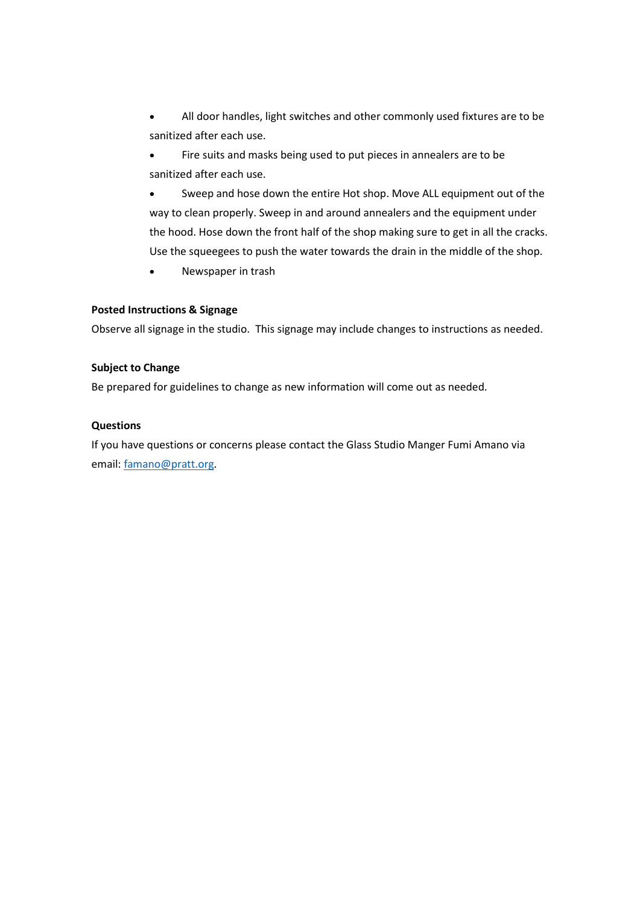- All door handles, light switches and other commonly used fixtures are to be sanitized after each use.
- Fire suits and masks being used to put pieces in annealers are to be sanitized after each use.
- Sweep and hose down the entire Hot shop. Move ALL equipment out of the way to clean properly. Sweep in and around annealers and the equipment under the hood. Hose down the front half of the shop making sure to get in all the cracks. Use the squeegees to push the water towards the drain in the middle of the shop.
- Newspaper in trash

**Posted Instructions & Signage**

Observe all signage in the studio. This signage may include changes to instructions as needed.

**Subject to Change**

Be prepared for guidelines to change as new information will come out as needed.

**Questions**

If you have questions or concerns please contact the Glass Studio Manger Fumi Amano via email: famano@pratt.org.